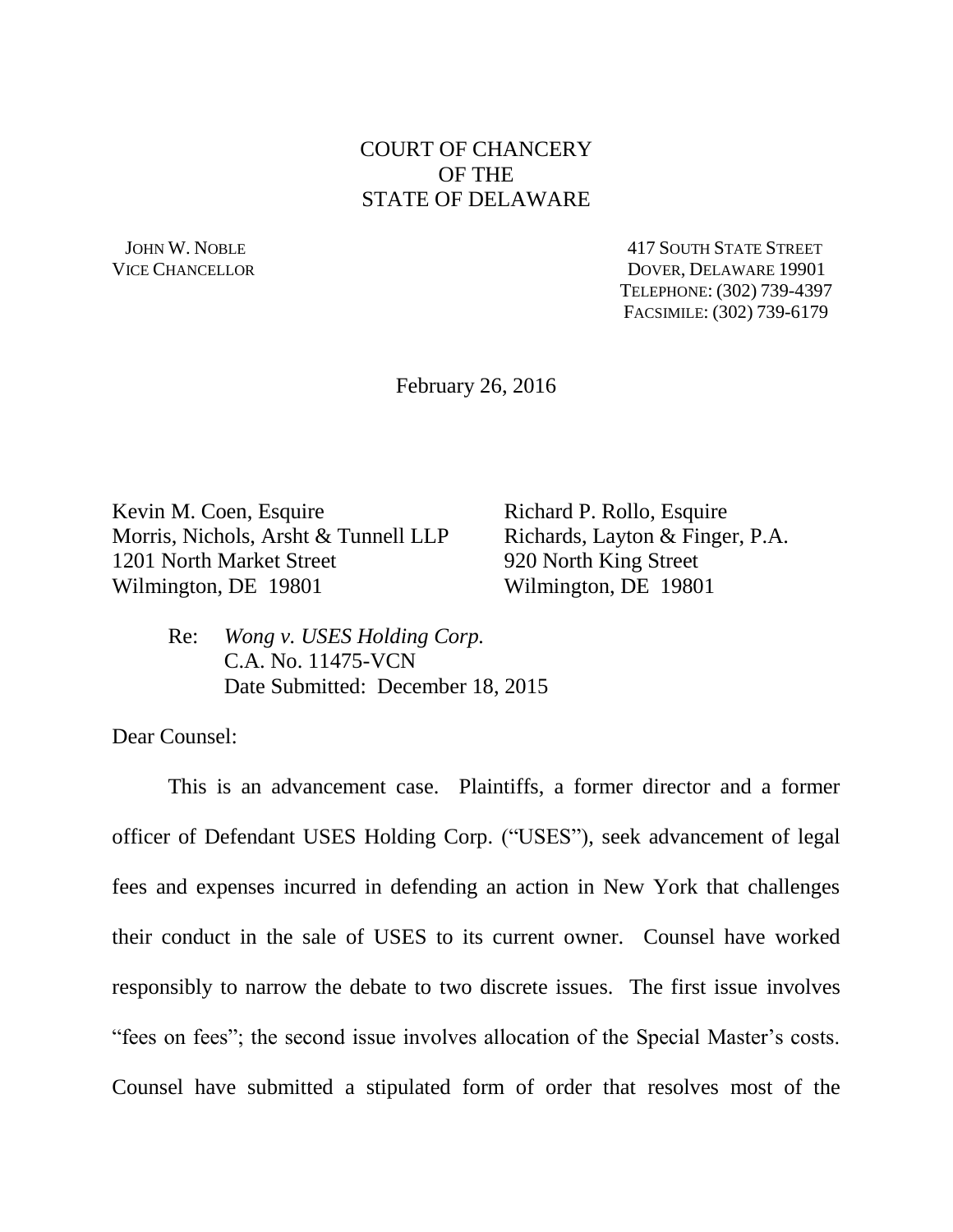COURT OF CHANCERY
OF THE
STATE OF DELAWARE

JOHN W. NOBLE
VICE CHANCELLOR

417 SOUTH STATE STREET
DOVER, DELAWARE 19901
TELEPHONE: (302) 739-4397
FACSIMILE: (302) 739-6179

February 26, 2016

Kevin M. Coen, Esquire
Morris, Nichols, Arsht & Tunnell LLP
1201 North Market Street
Wilmington, DE 19801

Richard P. Rollo, Esquire
Richards, Layton & Finger, P.A.
920 North King Street
Wilmington, DE 19801

Re: *Wong v. USES Holding Corp.*
C.A. No. 11475-VCN
Date Submitted: December 18, 2015

Dear Counsel:

This is an advancement case. Plaintiffs, a former director and a former officer of Defendant USES Holding Corp. ("USES"), seek advancement of legal fees and expenses incurred in defending an action in New York that challenges their conduct in the sale of USES to its current owner. Counsel have worked responsibly to narrow the debate to two discrete issues. The first issue involves "fees on fees"; the second issue involves allocation of the Special Master's costs. Counsel have submitted a stipulated form of order that resolves most of the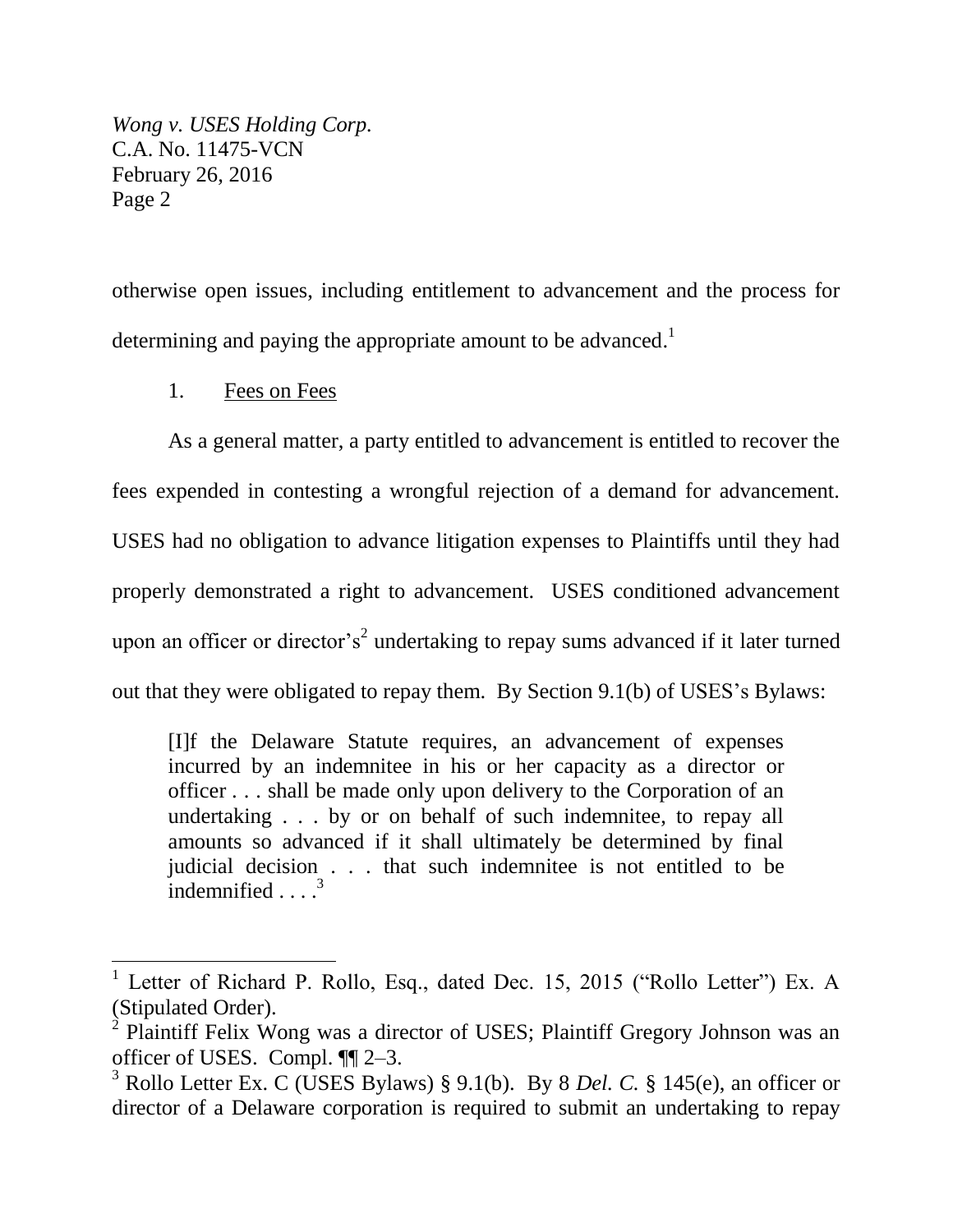otherwise open issues, including entitlement to advancement and the process for determining and paying the appropriate amount to be advanced.[1]

1. Fees on Fees

As a general matter, a party entitled to advancement is entitled to recover the fees expended in contesting a wrongful rejection of a demand for advancement. USES had no obligation to advance litigation expenses to Plaintiffs until they had properly demonstrated a right to advancement. USES conditioned advancement upon an officer or director's[2] undertaking to repay sums advanced if it later turned out that they were obligated to repay them. By Section 9.1(b) of USES's Bylaws:

> [I]f the Delaware Statute requires, an advancement of expenses incurred by an indemnitee in his or her capacity as a director or officer . . . shall be made only upon delivery to the Corporation of an undertaking . . . by or on behalf of such indemnitee, to repay all amounts so advanced if it shall ultimately be determined by final judicial decision . . . that such indemnitee is not entitled to be indemnified . . . .[3]

---

[1] Letter of Richard P. Rollo, Esq., dated Dec. 15, 2015 ("Rollo Letter") Ex. A (Stipulated Order).

[2] Plaintiff Felix Wong was a director of USES; Plaintiff Gregory Johnson was an officer of USES. Compl. ¶¶ 2–3.

[3] Rollo Letter Ex. C (USES Bylaws) § 9.1(b). By 8 *Del. C.* § 145(e), an officer or director of a Delaware corporation is required to submit an undertaking to repay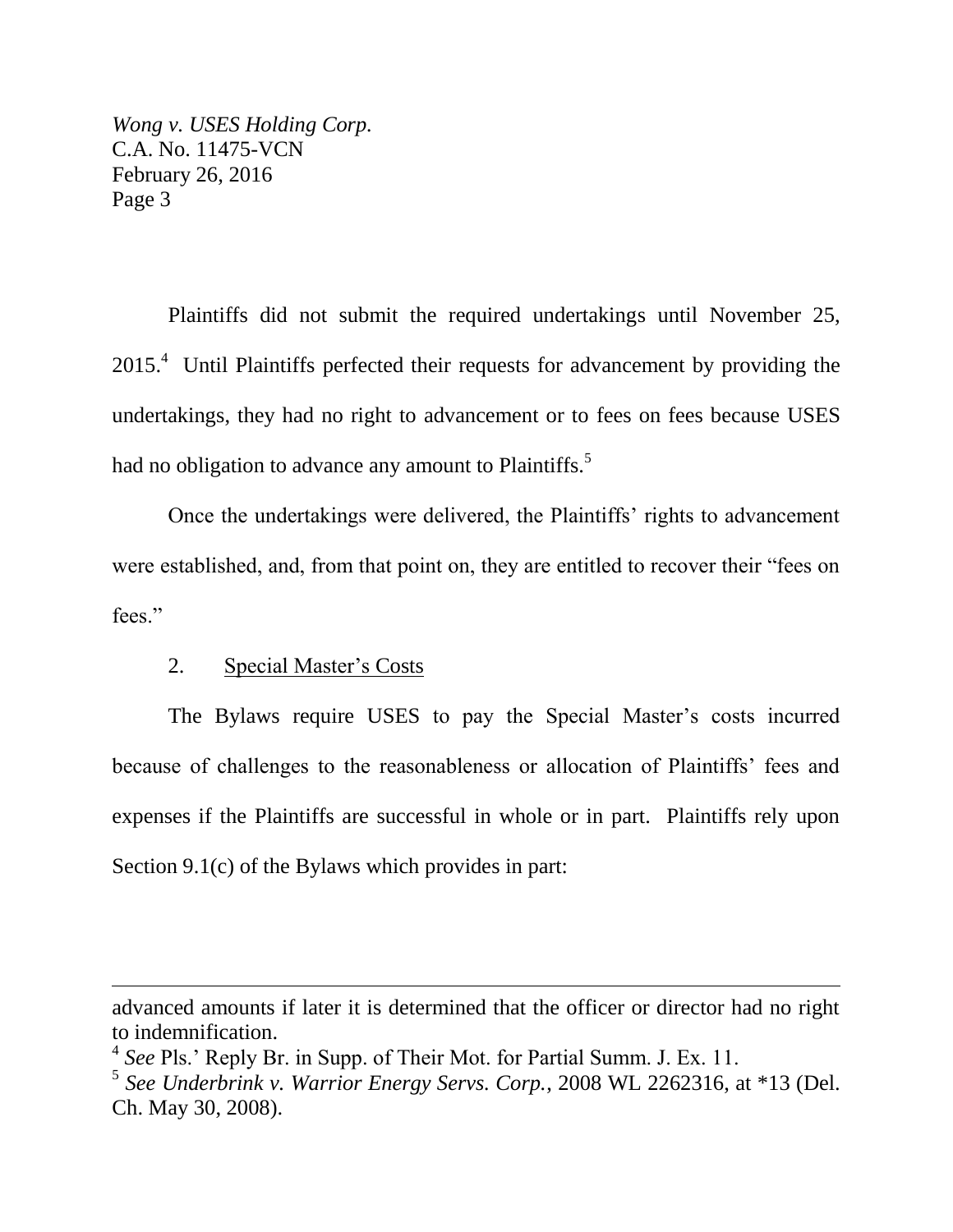Plaintiffs did not submit the required undertakings until November 25, 2015.[4] Until Plaintiffs perfected their requests for advancement by providing the undertakings, they had no right to advancement or to fees on fees because USES had no obligation to advance any amount to Plaintiffs.[5]

Once the undertakings were delivered, the Plaintiffs' rights to advancement were established, and, from that point on, they are entitled to recover their "fees on fees."

2. Special Master's Costs

The Bylaws require USES to pay the Special Master's costs incurred because of challenges to the reasonableness or allocation of Plaintiffs' fees and expenses if the Plaintiffs are successful in whole or in part. Plaintiffs rely upon Section 9.1(c) of the Bylaws which provides in part:

---

advanced amounts if later it is determined that the officer or director had no right to indemnification.

[4] *See* Pls.' Reply Br. in Supp. of Their Mot. for Partial Summ. J. Ex. 11.

[5] *See Underbrink v. Warrior Energy Servs. Corp.*, 2008 WL 2262316, at *13 (Del. Ch. May 30, 2008).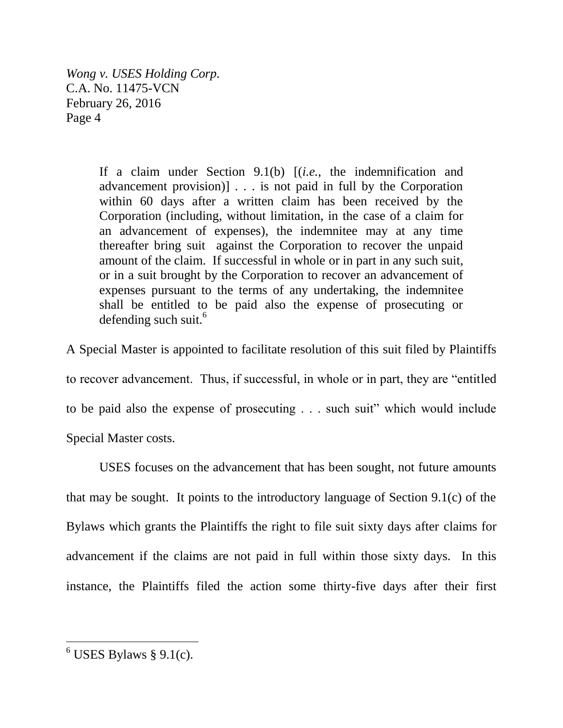> If a claim under Section 9.1(b) [(*i.e.*, the indemnification and advancement provision)] . . . is not paid in full by the Corporation within 60 days after a written claim has been received by the Corporation (including, without limitation, in the case of a claim for an advancement of expenses), the indemnitee may at any time thereafter bring suit against the Corporation to recover the unpaid amount of the claim. If successful in whole or in part in any such suit, or in a suit brought by the Corporation to recover an advancement of expenses pursuant to the terms of any undertaking, the indemnitee shall be entitled to be paid also the expense of prosecuting or defending such suit.[6]

A Special Master is appointed to facilitate resolution of this suit filed by Plaintiffs to recover advancement. Thus, if successful, in whole or in part, they are "entitled to be paid also the expense of prosecuting . . . such suit" which would include Special Master costs.

USES focuses on the advancement that has been sought, not future amounts that may be sought. It points to the introductory language of Section 9.1(c) of the Bylaws which grants the Plaintiffs the right to file suit sixty days after claims for advancement if the claims are not paid in full within those sixty days. In this instance, the Plaintiffs filed the action some thirty-five days after their first

---

[6] USES Bylaws § 9.1(c).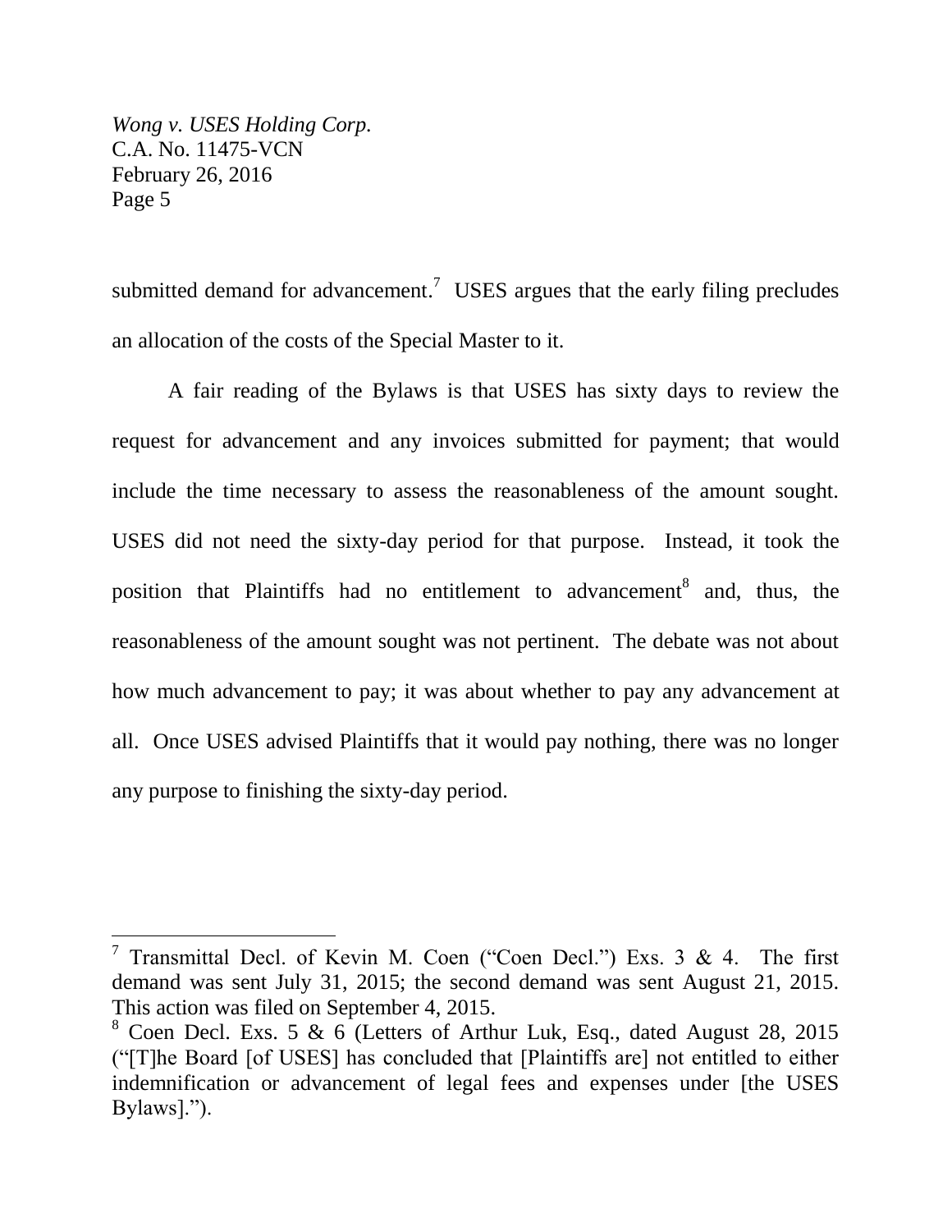submitted demand for advancement.[7] USES argues that the early filing precludes an allocation of the costs of the Special Master to it.

A fair reading of the Bylaws is that USES has sixty days to review the request for advancement and any invoices submitted for payment; that would include the time necessary to assess the reasonableness of the amount sought. USES did not need the sixty-day period for that purpose. Instead, it took the position that Plaintiffs had no entitlement to advancement[8] and, thus, the reasonableness of the amount sought was not pertinent. The debate was not about how much advancement to pay; it was about whether to pay any advancement at all. Once USES advised Plaintiffs that it would pay nothing, there was no longer any purpose to finishing the sixty-day period.

---

[7] Transmittal Decl. of Kevin M. Coen ("Coen Decl.") Exs. 3 & 4. The first demand was sent July 31, 2015; the second demand was sent August 21, 2015. This action was filed on September 4, 2015.

[8] Coen Decl. Exs. 5 & 6 (Letters of Arthur Luk, Esq., dated August 28, 2015 ("[T]he Board [of USES] has concluded that [Plaintiffs are] not entitled to either indemnification or advancement of legal fees and expenses under [the USES Bylaws].").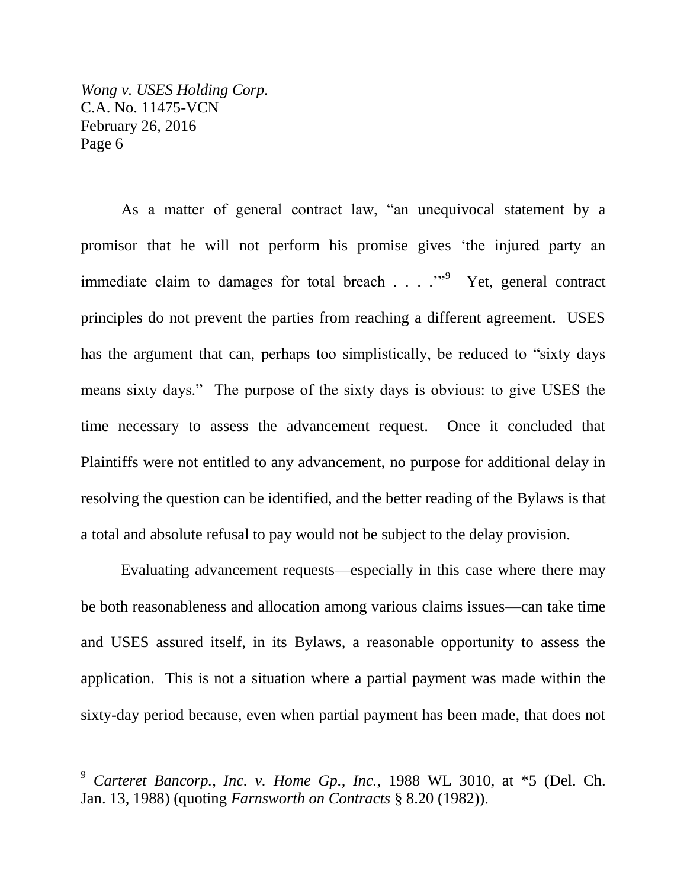As a matter of general contract law, "an unequivocal statement by a promisor that he will not perform his promise gives 'the injured party an immediate claim to damages for total breach . . . .'"[9] Yet, general contract principles do not prevent the parties from reaching a different agreement. USES has the argument that can, perhaps too simplistically, be reduced to "sixty days means sixty days." The purpose of the sixty days is obvious: to give USES the time necessary to assess the advancement request. Once it concluded that Plaintiffs were not entitled to any advancement, no purpose for additional delay in resolving the question can be identified, and the better reading of the Bylaws is that a total and absolute refusal to pay would not be subject to the delay provision.

Evaluating advancement requests—especially in this case where there may be both reasonableness and allocation among various claims issues—can take time and USES assured itself, in its Bylaws, a reasonable opportunity to assess the application. This is not a situation where a partial payment was made within the sixty-day period because, even when partial payment has been made, that does not

---

[9] *Carteret Bancorp., Inc. v. Home Gp., Inc.*, 1988 WL 3010, at *5 (Del. Ch. Jan. 13, 1988) (quoting *Farnsworth on Contracts* § 8.20 (1982)).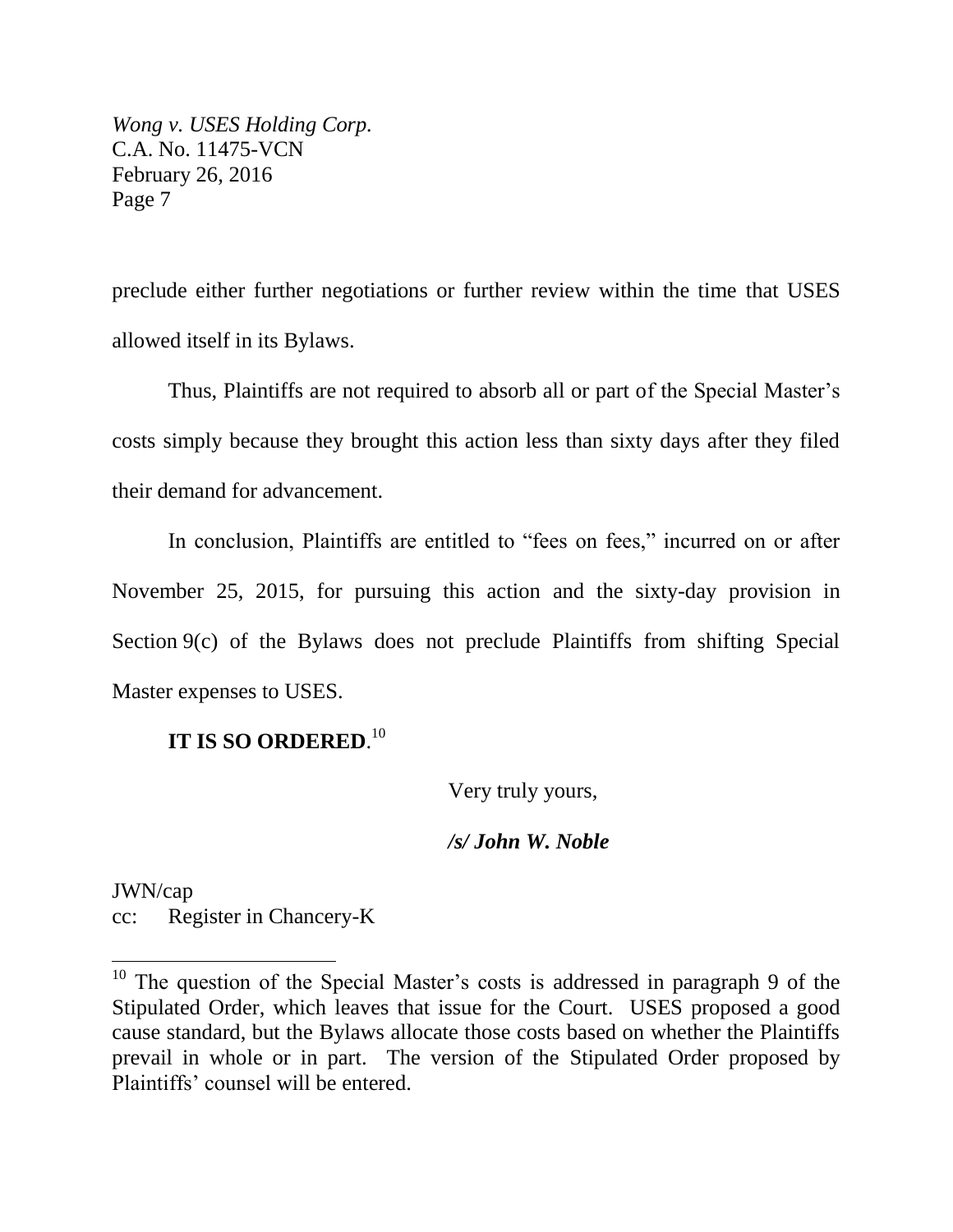preclude either further negotiations or further review within the time that USES allowed itself in its Bylaws.

Thus, Plaintiffs are not required to absorb all or part of the Special Master's costs simply because they brought this action less than sixty days after they filed their demand for advancement.

In conclusion, Plaintiffs are entitled to "fees on fees," incurred on or after November 25, 2015, for pursuing this action and the sixty-day provision in Section 9(c) of the Bylaws does not preclude Plaintiffs from shifting Special Master expenses to USES.

**IT IS SO ORDERED**.[10]

Very truly yours,

***/s/ John W. Noble***

JWN/cap
cc: Register in Chancery-K

---

[10] The question of the Special Master's costs is addressed in paragraph 9 of the Stipulated Order, which leaves that issue for the Court. USES proposed a good cause standard, but the Bylaws allocate those costs based on whether the Plaintiffs prevail in whole or in part. The version of the Stipulated Order proposed by Plaintiffs' counsel will be entered.